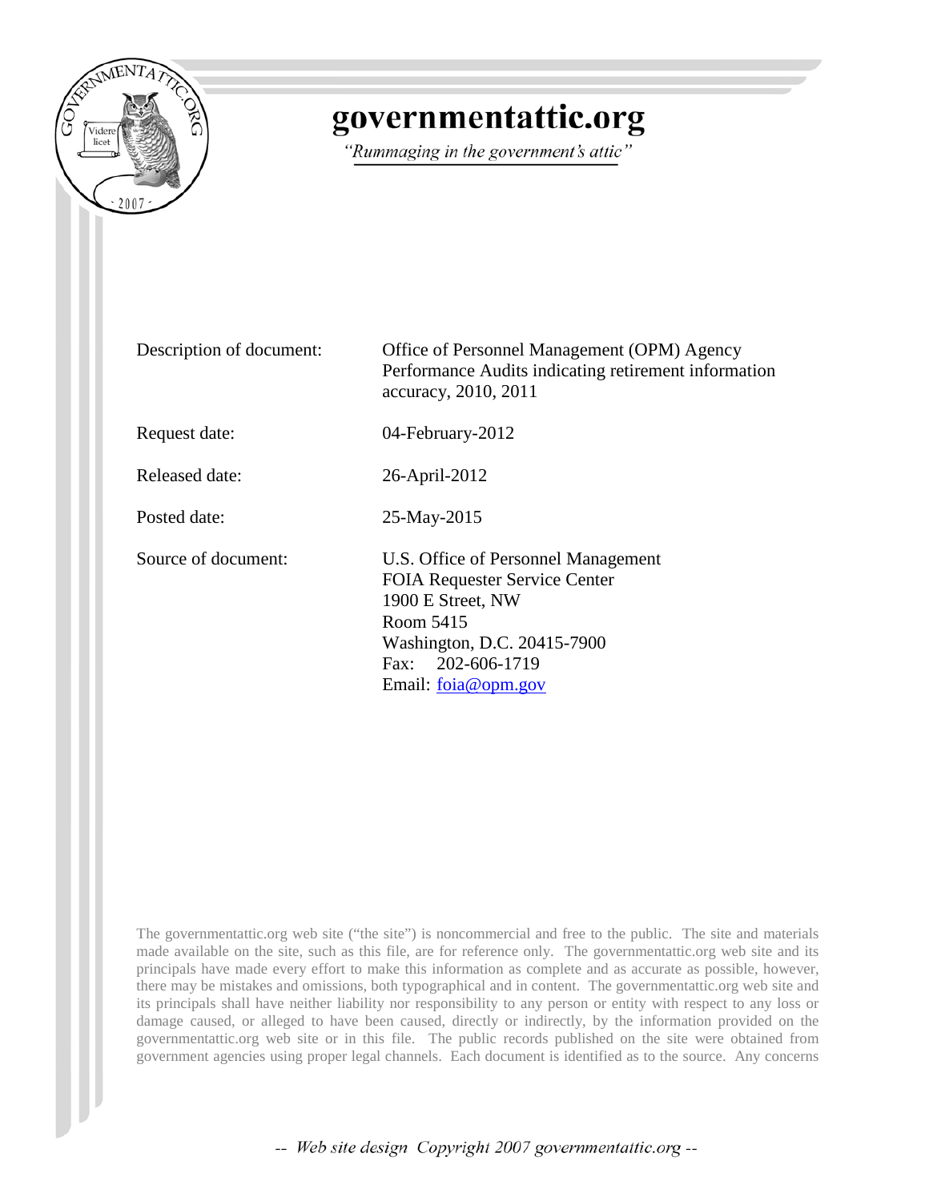# governmentattic.org

*"Rummaging in the government's attic"*

| | |
|---|---|
| Description of document: | Office of Personnel Management (OPM) Agency Performance Audits indicating retirement information accuracy, 2010, 2011 |
| Request date: | 04-February-2012 |
| Released date: | 26-April-2012 |
| Posted date: | 25-May-2015 |
| Source of document: | U.S. Office of Personnel Management<br>FOIA Requester Service Center<br>1900 E Street, NW<br>Room 5415<br>Washington, D.C. 20415-7900<br>Fax: 202-606-1719<br>Email: [foia@opm.gov](mailto:foia@opm.gov) |

The governmentattic.org web site ("the site") is noncommercial and free to the public. The site and materials made available on the site, such as this file, are for reference only. The governmentattic.org web site and its principals have made every effort to make this information as complete and as accurate as possible, however, there may be mistakes and omissions, both typographical and in content. The governmentattic.org web site and its principals shall have neither liability nor responsibility to any person or entity with respect to any loss or damage caused, or alleged to have been caused, directly or indirectly, by the information provided on the governmentattic.org web site or in this file. The public records published on the site were obtained from government agencies using proper legal channels. Each document is identified as to the source. Any concerns

-- Web site design Copyright 2007 governmentattic.org --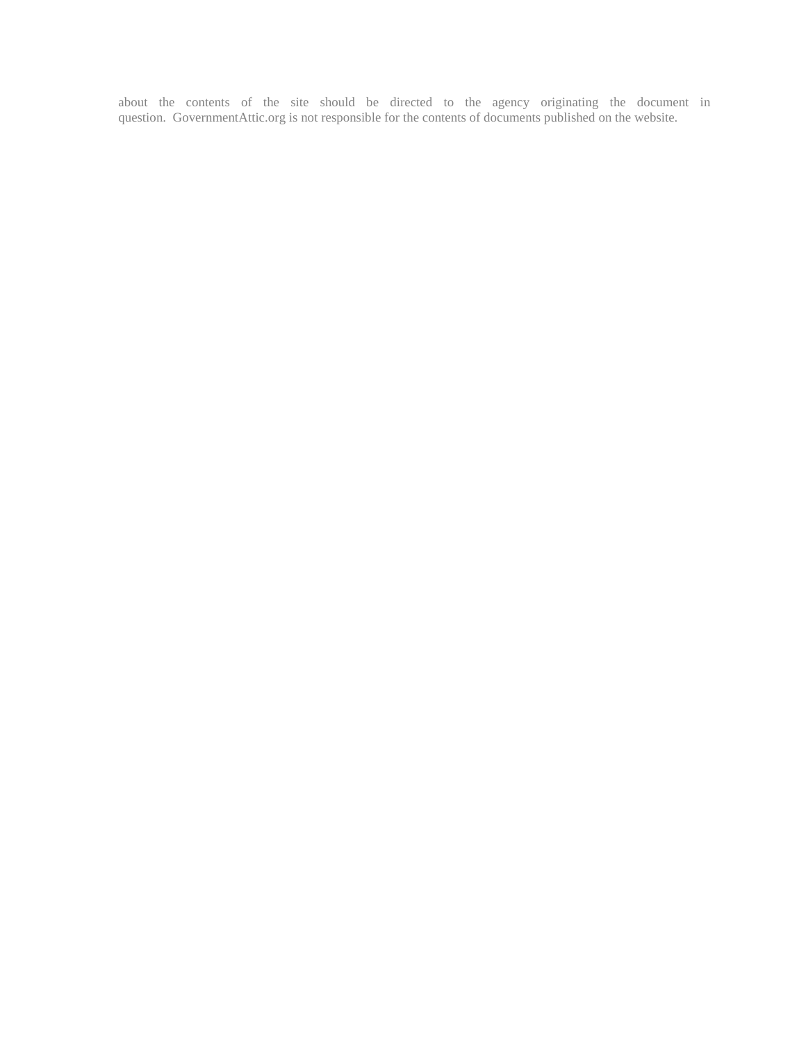about the contents of the site should be directed to the agency originating the document in question. GovernmentAttic.org is not responsible for the contents of documents published on the website.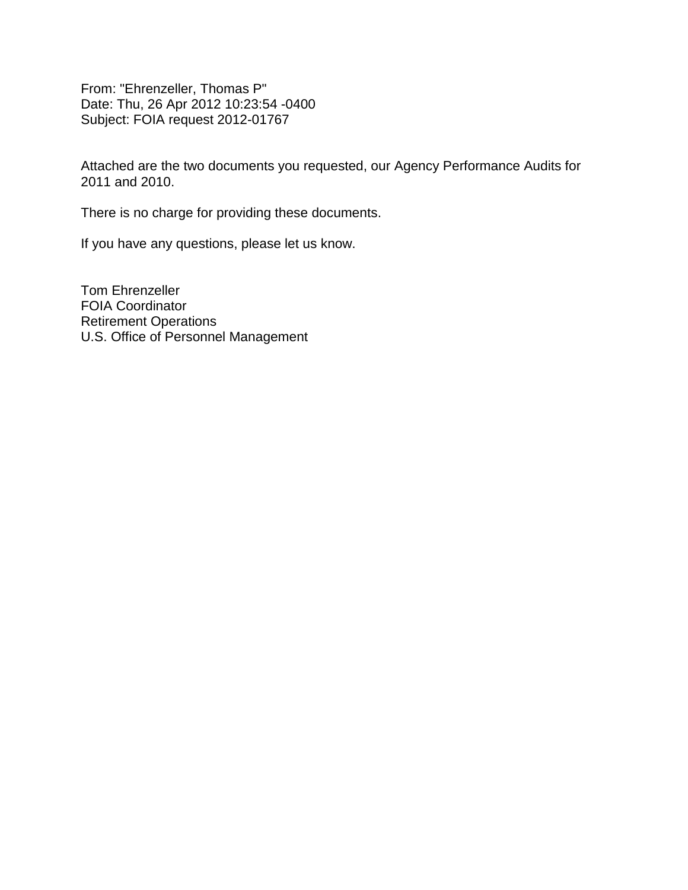From: "Ehrenzeller, Thomas P"
Date: Thu, 26 Apr 2012 10:23:54 -0400
Subject: FOIA request 2012-01767

Attached are the two documents you requested, our Agency Performance Audits for 2011 and 2010.

There is no charge for providing these documents.

If you have any questions, please let us know.

Tom Ehrenzeller
FOIA Coordinator
Retirement Operations
U.S. Office of Personnel Management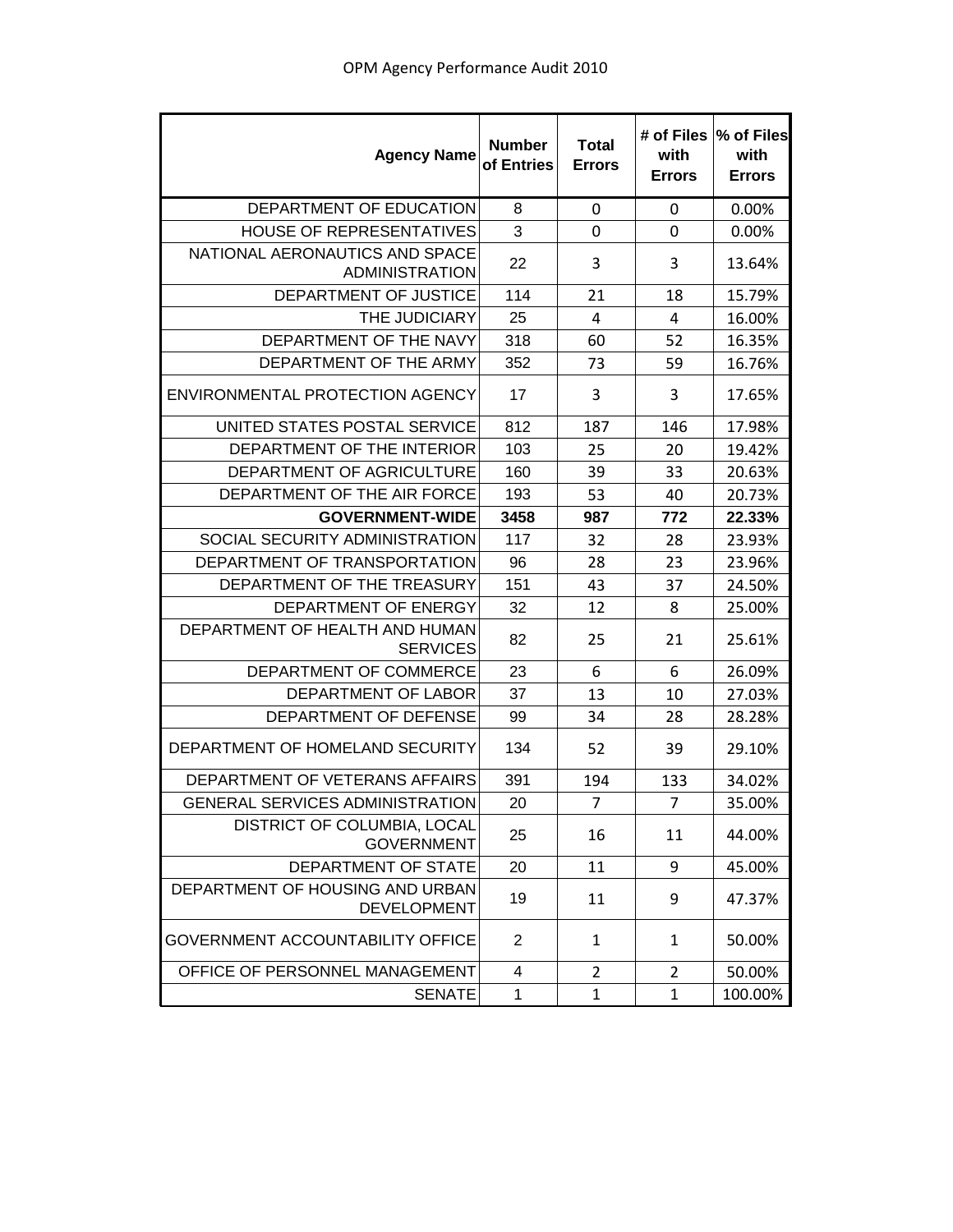# OPM Agency Performance Audit 2010

| Agency Name | Number of Entries | Total Errors | # of Files with Errors | % of Files with Errors |
|---|---|---|---|---|
| DEPARTMENT OF EDUCATION | 8 | 0 | 0 | 0.00% |
| HOUSE OF REPRESENTATIVES | 3 | 0 | 0 | 0.00% |
| NATIONAL AERONAUTICS AND SPACE ADMINISTRATION | 22 | 3 | 3 | 13.64% |
| DEPARTMENT OF JUSTICE | 114 | 21 | 18 | 15.79% |
| THE JUDICIARY | 25 | 4 | 4 | 16.00% |
| DEPARTMENT OF THE NAVY | 318 | 60 | 52 | 16.35% |
| DEPARTMENT OF THE ARMY | 352 | 73 | 59 | 16.76% |
| ENVIRONMENTAL PROTECTION AGENCY | 17 | 3 | 3 | 17.65% |
| UNITED STATES POSTAL SERVICE | 812 | 187 | 146 | 17.98% |
| DEPARTMENT OF THE INTERIOR | 103 | 25 | 20 | 19.42% |
| DEPARTMENT OF AGRICULTURE | 160 | 39 | 33 | 20.63% |
| DEPARTMENT OF THE AIR FORCE | 193 | 53 | 40 | 20.73% |
| **GOVERNMENT-WIDE** | **3458** | **987** | **772** | **22.33%** |
| SOCIAL SECURITY ADMINISTRATION | 117 | 32 | 28 | 23.93% |
| DEPARTMENT OF TRANSPORTATION | 96 | 28 | 23 | 23.96% |
| DEPARTMENT OF THE TREASURY | 151 | 43 | 37 | 24.50% |
| DEPARTMENT OF ENERGY | 32 | 12 | 8 | 25.00% |
| DEPARTMENT OF HEALTH AND HUMAN SERVICES | 82 | 25 | 21 | 25.61% |
| DEPARTMENT OF COMMERCE | 23 | 6 | 6 | 26.09% |
| DEPARTMENT OF LABOR | 37 | 13 | 10 | 27.03% |
| DEPARTMENT OF DEFENSE | 99 | 34 | 28 | 28.28% |
| DEPARTMENT OF HOMELAND SECURITY | 134 | 52 | 39 | 29.10% |
| DEPARTMENT OF VETERANS AFFAIRS | 391 | 194 | 133 | 34.02% |
| GENERAL SERVICES ADMINISTRATION | 20 | 7 | 7 | 35.00% |
| DISTRICT OF COLUMBIA, LOCAL GOVERNMENT | 25 | 16 | 11 | 44.00% |
| DEPARTMENT OF STATE | 20 | 11 | 9 | 45.00% |
| DEPARTMENT OF HOUSING AND URBAN DEVELOPMENT | 19 | 11 | 9 | 47.37% |
| GOVERNMENT ACCOUNTABILITY OFFICE | 2 | 1 | 1 | 50.00% |
| OFFICE OF PERSONNEL MANAGEMENT | 4 | 2 | 2 | 50.00% |
| SENATE | 1 | 1 | 1 | 100.00% |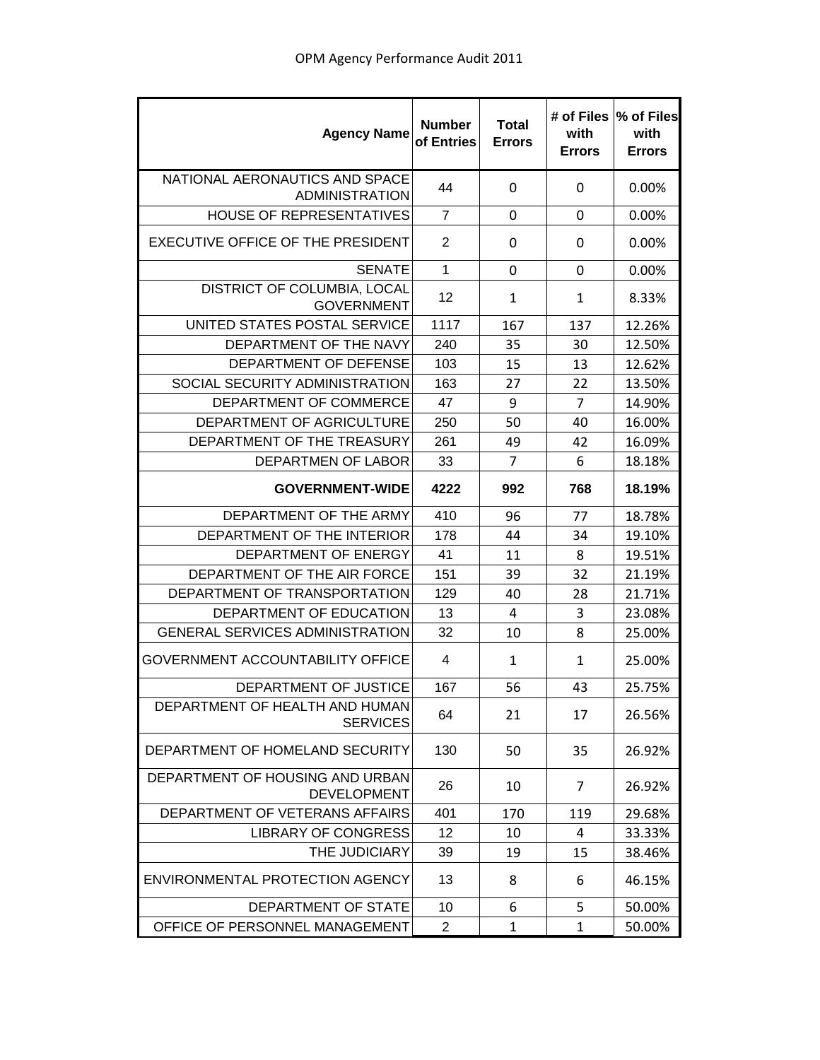# OPM Agency Performance Audit 2011

| Agency Name | Number of Entries | Total Errors | # of Files with Errors | % of Files with Errors |
|---|---|---|---|---|
| NATIONAL AERONAUTICS AND SPACE ADMINISTRATION | 44 | 0 | 0 | 0.00% |
| HOUSE OF REPRESENTATIVES | 7 | 0 | 0 | 0.00% |
| EXECUTIVE OFFICE OF THE PRESIDENT | 2 | 0 | 0 | 0.00% |
| SENATE | 1 | 0 | 0 | 0.00% |
| DISTRICT OF COLUMBIA, LOCAL GOVERNMENT | 12 | 1 | 1 | 8.33% |
| UNITED STATES POSTAL SERVICE | 1117 | 167 | 137 | 12.26% |
| DEPARTMENT OF THE NAVY | 240 | 35 | 30 | 12.50% |
| DEPARTMENT OF DEFENSE | 103 | 15 | 13 | 12.62% |
| SOCIAL SECURITY ADMINISTRATION | 163 | 27 | 22 | 13.50% |
| DEPARTMENT OF COMMERCE | 47 | 9 | 7 | 14.90% |
| DEPARTMENT OF AGRICULTURE | 250 | 50 | 40 | 16.00% |
| DEPARTMENT OF THE TREASURY | 261 | 49 | 42 | 16.09% |
| DEPARTMEN OF LABOR | 33 | 7 | 6 | 18.18% |
| **GOVERNMENT-WIDE** | **4222** | **992** | **768** | **18.19%** |
| DEPARTMENT OF THE ARMY | 410 | 96 | 77 | 18.78% |
| DEPARTMENT OF THE INTERIOR | 178 | 44 | 34 | 19.10% |
| DEPARTMENT OF ENERGY | 41 | 11 | 8 | 19.51% |
| DEPARTMENT OF THE AIR FORCE | 151 | 39 | 32 | 21.19% |
| DEPARTMENT OF TRANSPORTATION | 129 | 40 | 28 | 21.71% |
| DEPARTMENT OF EDUCATION | 13 | 4 | 3 | 23.08% |
| GENERAL SERVICES ADMINISTRATION | 32 | 10 | 8 | 25.00% |
| GOVERNMENT ACCOUNTABILITY OFFICE | 4 | 1 | 1 | 25.00% |
| DEPARTMENT OF JUSTICE | 167 | 56 | 43 | 25.75% |
| DEPARTMENT OF HEALTH AND HUMAN SERVICES | 64 | 21 | 17 | 26.56% |
| DEPARTMENT OF HOMELAND SECURITY | 130 | 50 | 35 | 26.92% |
| DEPARTMENT OF HOUSING AND URBAN DEVELOPMENT | 26 | 10 | 7 | 26.92% |
| DEPARTMENT OF VETERANS AFFAIRS | 401 | 170 | 119 | 29.68% |
| LIBRARY OF CONGRESS | 12 | 10 | 4 | 33.33% |
| THE JUDICIARY | 39 | 19 | 15 | 38.46% |
| ENVIRONMENTAL PROTECTION AGENCY | 13 | 8 | 6 | 46.15% |
| DEPARTMENT OF STATE | 10 | 6 | 5 | 50.00% |
| OFFICE OF PERSONNEL MANAGEMENT | 2 | 1 | 1 | 50.00% |